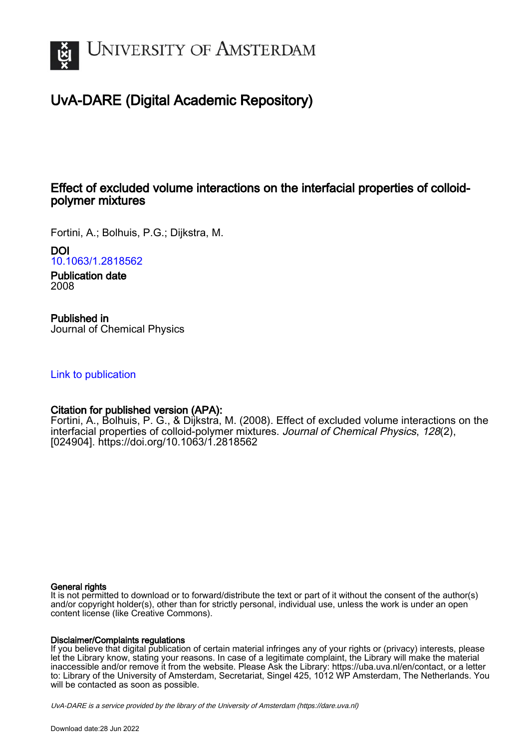UNIVERSITY OF AMSTERDAM

# UvA-DARE (Digital Academic Repository)

## Effect of excluded volume interactions on the interfacial properties of colloid-polymer mixtures

Fortini, A.; Bolhuis, P.G.; Dijkstra, M.

**DOI**
10.1063/1.2818562

**Publication date**
2008

**Published in**
Journal of Chemical Physics

Link to publication

**Citation for published version (APA):**
Fortini, A., Bolhuis, P. G., & Dijkstra, M. (2008). Effect of excluded volume interactions on the interfacial properties of colloid-polymer mixtures. *Journal of Chemical Physics*, *128*(2), [024904]. https://doi.org/10.1063/1.2818562

**General rights**
It is not permitted to download or to forward/distribute the text or part of it without the consent of the author(s) and/or copyright holder(s), other than for strictly personal, individual use, unless the work is under an open content license (like Creative Commons).

**Disclaimer/Complaints regulations**
If you believe that digital publication of certain material infringes any of your rights or (privacy) interests, please let the Library know, stating your reasons. In case of a legitimate complaint, the Library will make the material inaccessible and/or remove it from the website. Please Ask the Library: https://uba.uva.nl/en/contact, or a letter to: Library of the University of Amsterdam, Secretariat, Singel 425, 1012 WP Amsterdam, The Netherlands. You will be contacted as soon as possible.

*UvA-DARE is a service provided by the library of the University of Amsterdam (https://dare.uva.nl)*

Download date:28 Jun 2022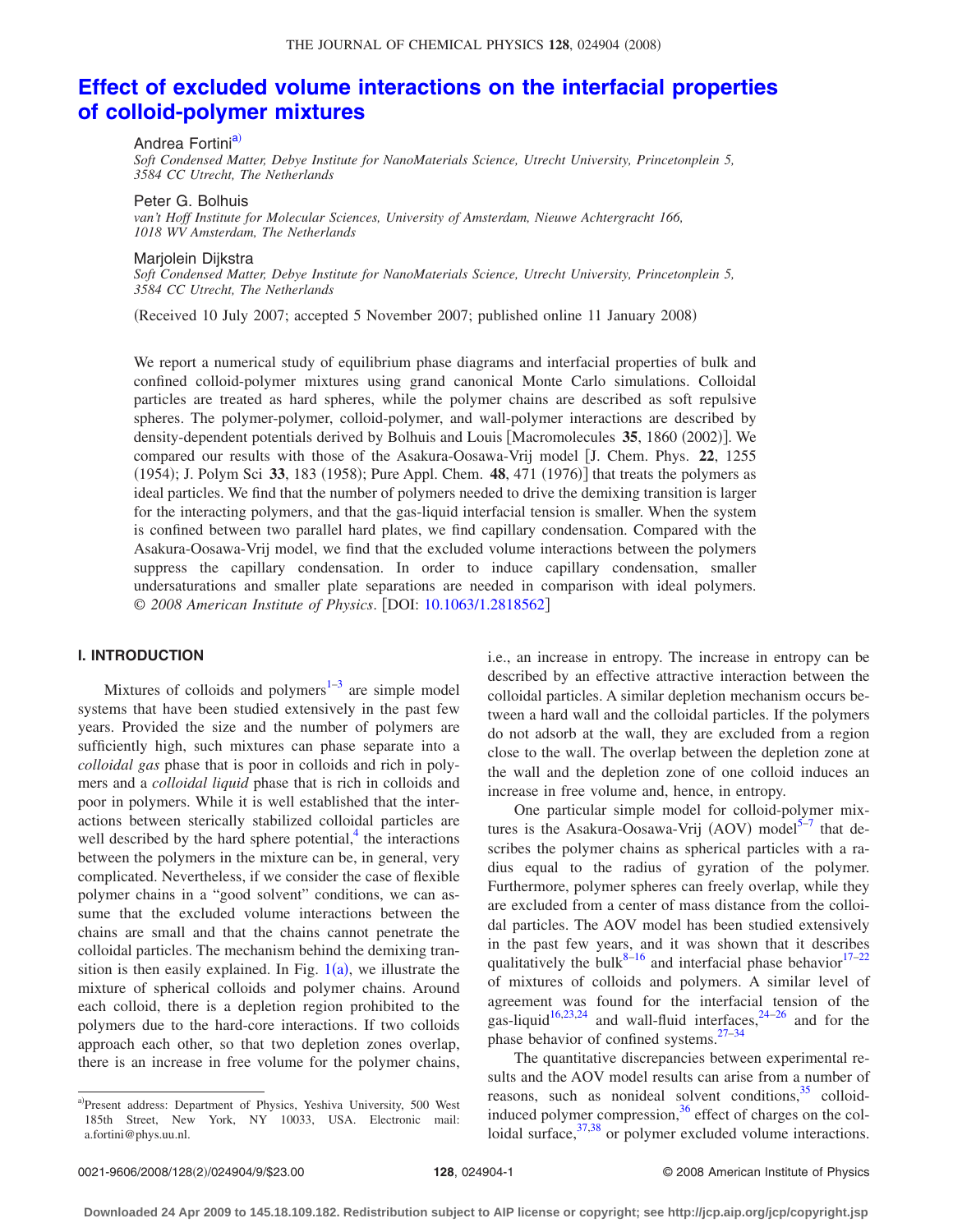# Effect of excluded volume interactions on the interfacial properties of colloid-polymer mixtures

Andrea Fortini[a]
*Soft Condensed Matter, Debye Institute for NanoMaterials Science, Utrecht University, Princetonplein 5, 3584 CC Utrecht, The Netherlands*

Peter G. Bolhuis
*van't Hoff Institute for Molecular Sciences, University of Amsterdam, Nieuwe Achtergracht 166, 1018 WV Amsterdam, The Netherlands*

Marjolein Dijkstra
*Soft Condensed Matter, Debye Institute for NanoMaterials Science, Utrecht University, Princetonplein 5, 3584 CC Utrecht, The Netherlands*

(Received 10 July 2007; accepted 5 November 2007; published online 11 January 2008)

We report a numerical study of equilibrium phase diagrams and interfacial properties of bulk and confined colloid-polymer mixtures using grand canonical Monte Carlo simulations. Colloidal particles are treated as hard spheres, while the polymer chains are described as soft repulsive spheres. The polymer-polymer, colloid-polymer, and wall-polymer interactions are described by density-dependent potentials derived by Bolhuis and Louis [Macromolecules **35**, 1860 (2002)]. We compared our results with those of the Asakura-Oosawa-Vrij model [J. Chem. Phys. **22**, 1255 (1954); J. Polym Sci **33**, 183 (1958); Pure Appl. Chem. **48**, 471 (1976)] that treats the polymers as ideal particles. We find that the number of polymers needed to drive the demixing transition is larger for the interacting polymers, and that the gas-liquid interfacial tension is smaller. When the system is confined between two parallel hard plates, we find capillary condensation. Compared with the Asakura-Oosawa-Vrij model, we find that the excluded volume interactions between the polymers suppress the capillary condensation. In order to induce capillary condensation, smaller undersaturations and smaller plate separations are needed in comparison with ideal polymers. © *2008 American Institute of Physics*. [DOI: 10.1063/1.2818562]

## I. INTRODUCTION

Mixtures of colloids and polymers[1–3] are simple model systems that have been studied extensively in the past few years. Provided the size and the number of polymers are sufficiently high, such mixtures can phase separate into a *colloidal gas* phase that is poor in colloids and rich in polymers and a *colloidal liquid* phase that is rich in colloids and poor in polymers. While it is well established that the interactions between sterically stabilized colloidal particles are well described by the hard sphere potential,[4] the interactions between the polymers in the mixture can be, in general, very complicated. Nevertheless, if we consider the case of flexible polymer chains in a "good solvent" conditions, we can assume that the excluded volume interactions between the chains are small and that the chains cannot penetrate the colloidal particles. The mechanism behind the demixing transition is then easily explained. In Fig. 1(a), we illustrate the mixture of spherical colloids and polymer chains. Around each colloid, there is a depletion region prohibited to the polymers due to the hard-core interactions. If two colloids approach each other, so that two depletion zones overlap, there is an increase in free volume for the polymer chains, i.e., an increase in entropy. The increase in entropy can be described by an effective attractive interaction between the colloidal particles. A similar depletion mechanism occurs between a hard wall and the colloidal particles. If the polymers do not adsorb at the wall, they are excluded from a region close to the wall. The overlap between the depletion zone at the wall and the depletion zone of one colloid induces an increase in free volume and, hence, in entropy.

One particular simple model for colloid-polymer mixtures is the Asakura-Oosawa-Vrij (AOV) model[5–7] that describes the polymer chains as spherical particles with a radius equal to the radius of gyration of the polymer. Furthermore, polymer spheres can freely overlap, while they are excluded from a center of mass distance from the colloidal particles. The AOV model has been studied extensively in the past few years, and it was shown that it describes qualitatively the bulk[8–16] and interfacial phase behavior[17–22] of mixtures of colloids and polymers. A similar level of agreement was found for the interfacial tension of the gas-liquid[16,23,24] and wall-fluid interfaces,[24–26] and for the phase behavior of confined systems.[27–34]

The quantitative discrepancies between experimental results and the AOV model results can arise from a number of reasons, such as nonideal solvent conditions,[35] colloid-induced polymer compression,[36] effect of charges on the colloidal surface,[37,38] or polymer excluded volume interactions.

[a]Present address: Department of Physics, Yeshiva University, 500 West 185th Street, New York, NY 10033, USA. Electronic mail: a.fortini@phys.uu.nl.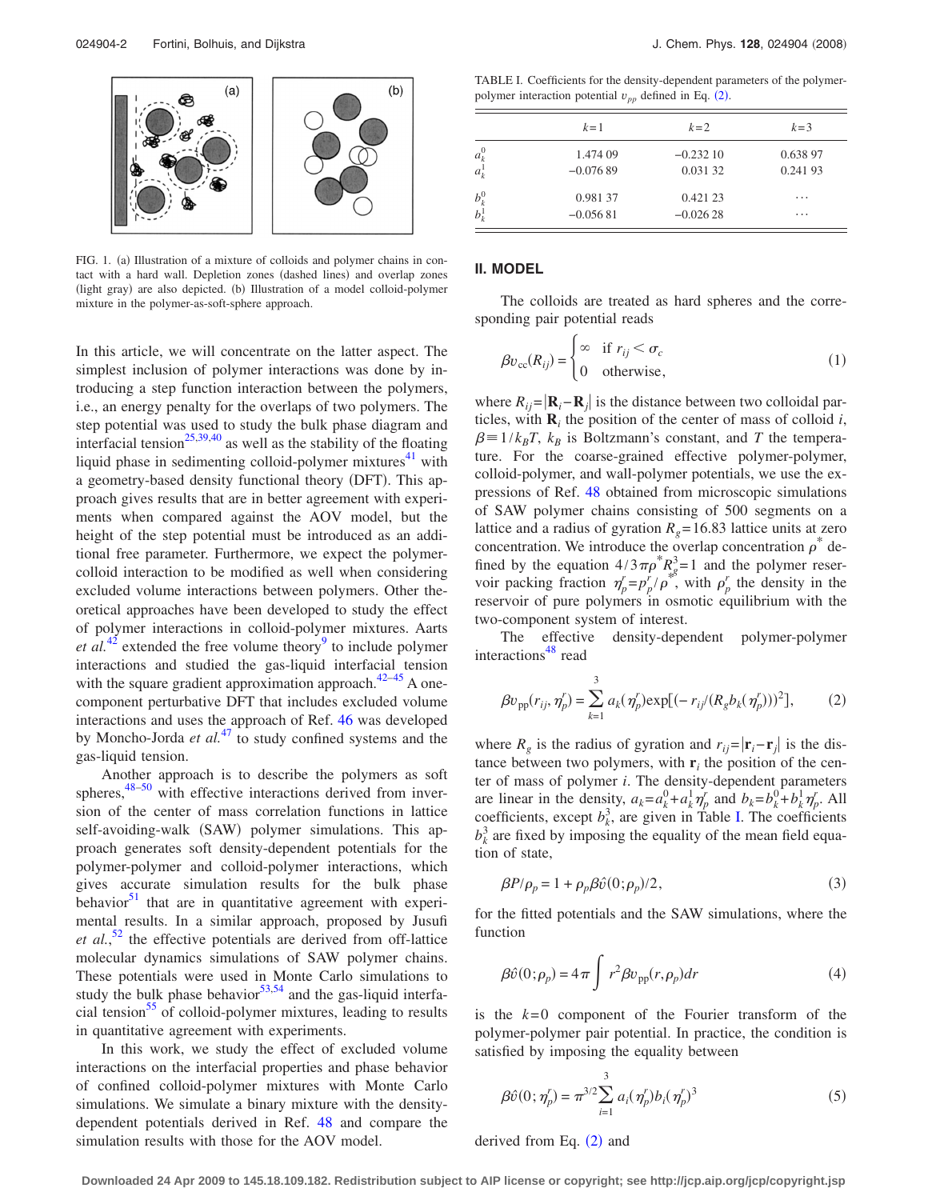FIG. 1. (a) Illustration of a mixture of colloids and polymer chains in contact with a hard wall. Depletion zones (dashed lines) and overlap zones (light gray) are also depicted. (b) Illustration of a model colloid-polymer mixture in the polymer-as-soft-sphere approach.

In this article, we will concentrate on the latter aspect. The simplest inclusion of polymer interactions was done by introducing a step function interaction between the polymers, i.e., an energy penalty for the overlaps of two polymers. The step potential was used to study the bulk phase diagram and interfacial tension[25,39,40] as well as the stability of the floating liquid phase in sedimenting colloid-polymer mixtures[41] with a geometry-based density functional theory (DFT). This approach gives results that are in better agreement with experiments when compared against the AOV model, but the height of the step potential must be introduced as an additional free parameter. Furthermore, we expect the polymer-colloid interaction to be modified as well when considering excluded volume interactions between polymers. Other theoretical approaches have been developed to study the effect of polymer interactions in colloid-polymer mixtures. Aarts *et al.*[42] extended the free volume theory[9] to include polymer interactions and studied the gas-liquid interfacial tension with the square gradient approximation approach.[42–45] A one-component perturbative DFT that includes excluded volume interactions and uses the approach of Ref. 46 was developed by Moncho-Jorda *et al.*[47] to study confined systems and the gas-liquid tension.

Another approach is to describe the polymers as soft spheres,[48–50] with effective interactions derived from inversion of the center of mass correlation functions in lattice self-avoiding-walk (SAW) polymer simulations. This approach generates soft density-dependent potentials for the polymer-polymer and colloid-polymer interactions, which gives accurate simulation results for the bulk phase behavior[51] that are in quantitative agreement with experimental results. In a similar approach, proposed by Jusufi *et al.*,[52] the effective potentials are derived from off-lattice molecular dynamics simulations of SAW polymer chains. These potentials were used in Monte Carlo simulations to study the bulk phase behavior[53,54] and the gas-liquid interfacial tension[55] of colloid-polymer mixtures, leading to results in quantitative agreement with experiments.

In this work, we study the effect of excluded volume interactions on the interfacial properties and phase behavior of confined colloid-polymer mixtures with Monte Carlo simulations. We simulate a binary mixture with the density-dependent potentials derived in Ref. 48 and compare the simulation results with those for the AOV model.

TABLE I. Coefficients for the density-dependent parameters of the polymer-polymer interaction potential $v_{pp}$ defined in Eq. (2).

| | $k=1$ | $k=2$ | $k=3$ |
|---|---|---|---|
| $a_k^0$ | 1.474 09 | −0.232 10 | 0.638 97 |
| $a_k^1$ | −0.076 89 | 0.031 32 | 0.241 93 |
| $b_k^0$ | 0.981 37 | 0.421 23 | ⋯ |
| $b_k^1$ | −0.056 81 | −0.026 28 | ⋯ |

## II. MODEL

The colloids are treated as hard spheres and the corresponding pair potential reads

$$\beta v_{cc}(R_{ij}) = \begin{cases} \infty & \text{if } r_{ij} < \sigma_c \\ 0 & \text{otherwise,} \end{cases} \tag{1}$$

where $R_{ij}=|\mathbf{R}_i-\mathbf{R}_j|$ is the distance between two colloidal particles, with $\mathbf{R}_i$ the position of the center of mass of colloid $i$, $\beta \equiv 1/k_BT$, $k_B$ is Boltzmann's constant, and $T$ the temperature. For the coarse-grained effective polymer-polymer, colloid-polymer, and wall-polymer potentials, we use the expressions of Ref. 48 obtained from microscopic simulations of SAW polymer chains consisting of 500 segments on a lattice and a radius of gyration $R_g=16.83$ lattice units at zero concentration. We introduce the overlap concentration $\rho^*$ defined by the equation $4/3\pi\rho^* R_g^3=1$ and the polymer reservoir packing fraction $\eta_p^r=\rho_p^r/\rho^*$, with $\rho_p^r$ the density in the reservoir of pure polymers in osmotic equilibrium with the two-component system of interest.

The effective density-dependent polymer-polymer interactions[48] read

$$\beta v_{pp}(r_{ij},\eta_p^r) = \sum_{k=1}^{3} a_k(\eta_p^r)\exp[(-r_{ij}/(R_g b_k(\eta_p^r)))^2], \tag{2}$$

where $R_g$ is the radius of gyration and $r_{ij}=|\mathbf{r}_i-\mathbf{r}_j|$ is the distance between two polymers, with $\mathbf{r}_i$ the position of the center of mass of polymer $i$. The density-dependent parameters are linear in the density, $a_k=a_k^0+a_k^1\eta_p^r$ and $b_k=b_k^0+b_k^1\eta_p^r$. All coefficients, except $b_k^3$, are given in Table I. The coefficients $b_k^3$ are fixed by imposing the equality of the mean field equation of state,

$$\beta P/\rho_p = 1+\rho_p\beta\hat{v}(0;\rho_p)/2, \tag{3}$$

for the fitted potentials and the SAW simulations, where the function

$$\beta\hat{v}(0;\rho_p) = 4\pi\int r^2\beta v_{pp}(r,\rho_p)dr \tag{4}$$

is the $k=0$ component of the Fourier transform of the polymer-polymer pair potential. In practice, the condition is satisfied by imposing the equality between

$$\beta\hat{v}(0;\eta_p^r) = \pi^{3/2}\sum_{i=1}^{3} a_i(\eta_p^r)b_i(\eta_p^r)^3 \tag{5}$$

derived from Eq. (2) and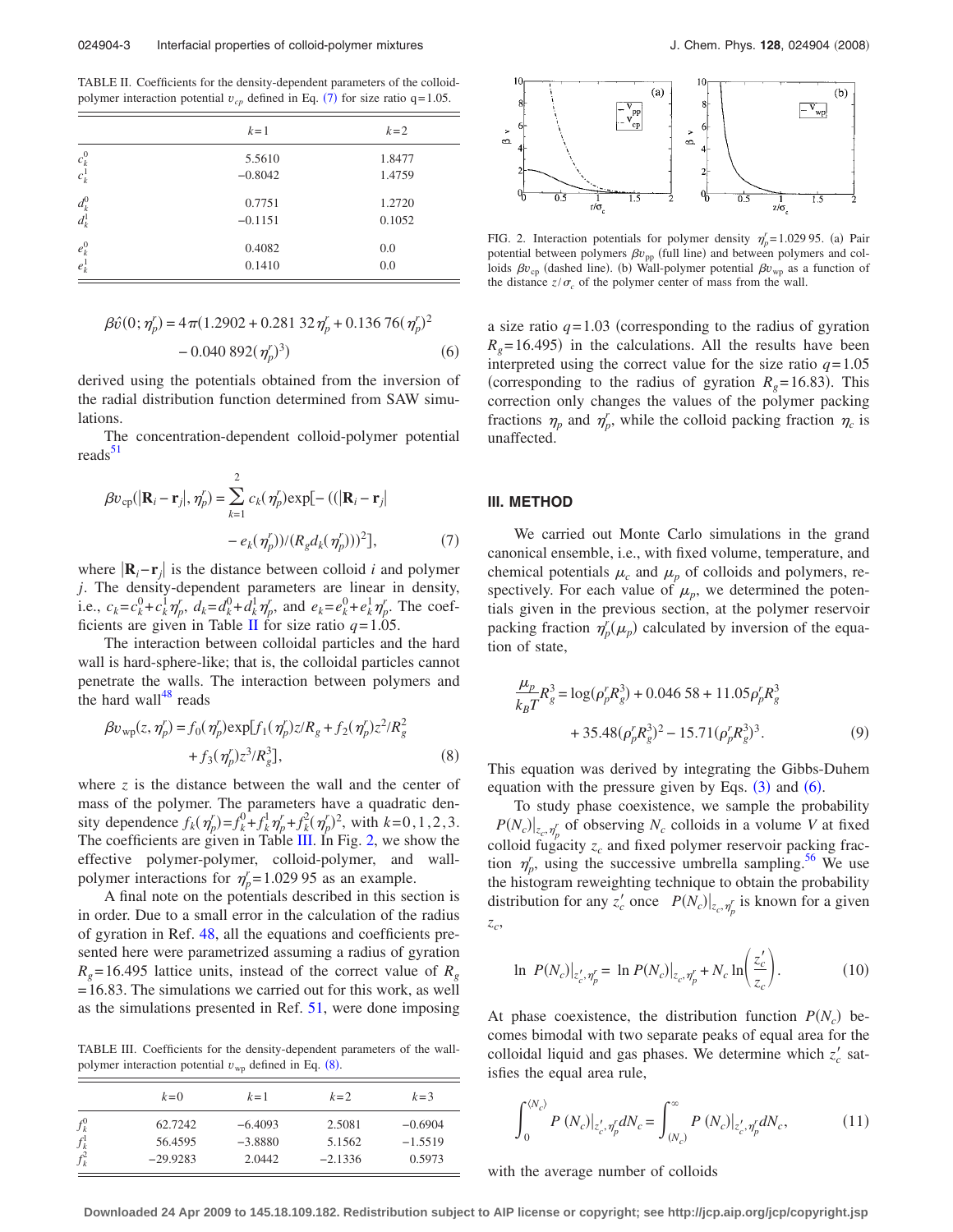TABLE II. Coefficients for the density-dependent parameters of the colloid-polymer interaction potential $v_{cp}$ defined in Eq. (7) for size ratio q=1.05.

| | $k=1$ | $k=2$ |
|---|---|---|
| $c_k^0$ | 5.5610 | 1.8477 |
| $c_k^1$ | −0.8042 | 1.4759 |
| $d_k^0$ | 0.7751 | 1.2720 |
| $d_k^1$ | −0.1151 | 0.1052 |
| $e_k^0$ | 0.4082 | 0.0 |
| $e_k^1$ | 0.1410 | 0.0 |

$$\beta\hat{v}(0;\eta_p^r) = 4\pi(1.2902 + 0.281\,32\,\eta_p^r + 0.136\,76(\eta_p^r)^2 - 0.040\,892(\eta_p^r)^3) \tag{6}$$

derived using the potentials obtained from the inversion of the radial distribution function determined from SAW simulations.

The concentration-dependent colloid-polymer potential reads[51]

$$\beta v_{\rm cp}(|\mathbf{R}_i - \mathbf{r}_j|, \eta_p^r) = \sum_{k=1}^{2} c_k(\eta_p^r)\exp[-((|\mathbf{R}_i - \mathbf{r}_j| - e_k(\eta_p^r))/(R_g d_k(\eta_p^r)))^2], \tag{7}$$

where $|\mathbf{R}_i - \mathbf{r}_j|$ is the distance between colloid $i$ and polymer $j$. The density-dependent parameters are linear in density, i.e., $c_k = c_k^0 + c_k^1\eta_p^r$, $d_k = d_k^0 + d_k^1\eta_p^r$, and $e_k = e_k^0 + e_k^1\eta_p^r$. The coefficients are given in Table II for size ratio $q=1.05$.

The interaction between colloidal particles and the hard wall is hard-sphere-like; that is, the colloidal particles cannot penetrate the walls. The interaction between polymers and the hard wall[48] reads

$$\beta v_{\rm wp}(z, \eta_p^r) = f_0(\eta_p^r)\exp[f_1(\eta_p^r)z/R_g + f_2(\eta_p^r)z^2/R_g^2 + f_3(\eta_p^r)z^3/R_g^3], \tag{8}$$

where $z$ is the distance between the wall and the center of mass of the polymer. The parameters have a quadratic density dependence $f_k(\eta_p^r) = f_k^0 + f_k^1\eta_p^r + f_k^2(\eta_p^r)^2$, with $k=0,1,2,3$. The coefficients are given in Table III. In Fig. 2, we show the effective polymer-polymer, colloid-polymer, and wall-polymer interactions for $\eta_p^r = 1.029\,95$ as an example.

A final note on the potentials described in this section is in order. Due to a small error in the calculation of the radius of gyration in Ref. 48, all the equations and coefficients presented here were parametrized assuming a radius of gyration $R_g = 16.495$ lattice units, instead of the correct value of $R_g = 16.83$. The simulations we carried out for this work, as well as the simulations presented in Ref. 51, were done imposing a size ratio $q=1.03$ (corresponding to the radius of gyration $R_g = 16.495$) in the calculations. All the results have been interpreted using the correct value for the size ratio $q=1.05$ (corresponding to the radius of gyration $R_g = 16.83$). This correction only changes the values of the polymer packing fractions $\eta_p$ and $\eta_p^r$, while the colloid packing fraction $\eta_c$ is unaffected.

TABLE III. Coefficients for the density-dependent parameters of the wall-polymer interaction potential $v_{\rm wp}$ defined in Eq. (8).

| | $k=0$ | $k=1$ | $k=2$ | $k=3$ |
|---|---|---|---|---|
| $f_k^0$ | 62.7242 | −6.4093 | 2.5081 | −0.6904 |
| $f_k^1$ | 56.4595 | −3.8880 | 5.1562 | −1.5519 |
| $f_k^2$ | −29.9283 | 2.0442 | −2.1336 | 0.5973 |

FIG. 2. Interaction potentials for polymer density $\eta_p^r = 1.029\,95$. (a) Pair potential between polymers $\beta v_{\rm pp}$ (full line) and between polymers and colloids $\beta v_{\rm cp}$ (dashed line). (b) Wall-polymer potential $\beta v_{\rm wp}$ as a function of the distance $z/\sigma_c$ of the polymer center of mass from the wall.

## III. METHOD

We carried out Monte Carlo simulations in the grand canonical ensemble, i.e., with fixed volume, temperature, and chemical potentials $\mu_c$ and $\mu_p$ of colloids and polymers, respectively. For each value of $\mu_p$, we determined the potentials given in the previous section, at the polymer reservoir packing fraction $\eta_p^r(\mu_p)$ calculated by inversion of the equation of state,

$$\frac{\mu_p}{k_B T}R_g^3 = \log(\rho_p^r R_g^3) + 0.046\,58 + 11.05\rho_p^r R_g^3 + 35.48(\rho_p^r R_g^3)^2 - 15.71(\rho_p^r R_g^3)^3. \tag{9}$$

This equation was derived by integrating the Gibbs-Duhem equation with the pressure given by Eqs. (3) and (6).

To study phase coexistence, we sample the probability $P(N_c)|_{z_c,\eta_p^r}$ of observing $N_c$ colloids in a volume $V$ at fixed colloid fugacity $z_c$ and fixed polymer reservoir packing fraction $\eta_p^r$, using the successive umbrella sampling.[56] We use the histogram reweighting technique to obtain the probability distribution for any $z_c'$ once $P(N_c)|_{z_c,\eta_p^r}$ is known for a given $z_c$,

$$\ln P(N_c)|_{z_c',\eta_p^r} = \ln P(N_c)|_{z_c,\eta_p^r} + N_c \ln\left(\frac{z_c'}{z_c}\right). \tag{10}$$

At phase coexistence, the distribution function $P(N_c)$ becomes bimodal with two separate peaks of equal area for the colloidal liquid and gas phases. We determine which $z_c'$ satisfies the equal area rule,

$$\int_0^{\langle N_c\rangle} P(N_c)|_{z_c',\eta_p^r} dN_c = \int_{\langle N_c\rangle}^{\infty} P(N_c)|_{z_c',\eta_p^r} dN_c, \tag{11}$$

with the average number of colloids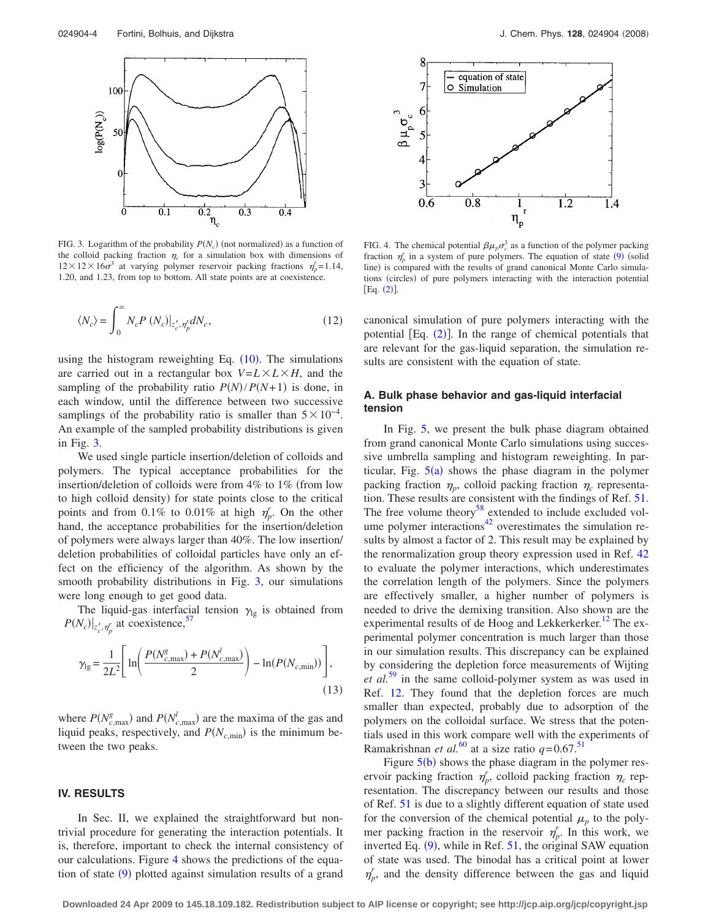FIG. 3. Logarithm of the probability $P(N_c)$ (not normalized) as a function of the colloid packing fraction $\eta_c$ for a simulation box with dimensions of $12\times12\times16\sigma^3$ at varying polymer reservoir packing fractions $\eta_p^r=1.14$, 1.20, and 1.23, from top to bottom. All state points are at coexistence.

$$\langle N_c\rangle = \int_0^\infty N_c P\,(N_c)|_{z_c',\eta_p^r} dN_c, \tag{12}$$

using the histogram reweighting Eq. (10). The simulations are carried out in a rectangular box $V=L\times L\times H$, and the sampling of the probability ratio $P(N)/P(N+1)$ is done, in each window, until the difference between two successive samplings of the probability ratio is smaller than $5\times10^{-4}$. An example of the sampled probability distributions is given in Fig. 3.

We used single particle insertion/deletion of colloids and polymers. The typical acceptance probabilities for the insertion/deletion of colloids were from 4% to 1% (from low to high colloid density) for state points close to the critical points and from 0.1% to 0.01% at high $\eta_p^r$. On the other hand, the acceptance probabilities for the insertion/deletion of polymers were always larger than 40%. The low insertion/deletion probabilities of colloidal particles have only an effect on the efficiency of the algorithm. As shown by the smooth probability distributions in Fig. 3, our simulations were long enough to get good data.

The liquid-gas interfacial tension $\gamma_{lg}$ is obtained from $P(N_c)|_{z_c',\eta_p^r}$ at coexistence,[57]

$$\gamma_{lg} = \frac{1}{2L^2}\left[\ln\left(\frac{P(N_{c,\max}^g)+P(N_{c,\max}^l)}{2}\right) - \ln(P(N_{c,\min}))\right], \tag{13}$$

where $P(N_{c,\max}^g)$ and $P(N_{c,\max}^l)$ are the maxima of the gas and liquid peaks, respectively, and $P(N_{c,\min})$ is the minimum between the two peaks.

## IV. RESULTS

In Sec. II, we explained the straightforward but nontrivial procedure for generating the interaction potentials. It is, therefore, important to check the internal consistency of our calculations. Figure 4 shows the predictions of the equation of state (9) plotted against simulation results of a grand canonical simulation of pure polymers interacting with the potential [Eq. (2)]. In the range of chemical potentials that are relevant for the gas-liquid separation, the simulation results are consistent with the equation of state.

FIG. 4. The chemical potential $\beta\mu_p\sigma_c^3$ as a function of the polymer packing fraction $\eta_p^r$ in a system of pure polymers. The equation of state (9) (solid line) is compared with the results of grand canonical Monte Carlo simulations (circles) of pure polymers interacting with the interaction potential [Eq. (2)].

### A. Bulk phase behavior and gas-liquid interfacial tension

In Fig. 5, we present the bulk phase diagram obtained from grand canonical Monte Carlo simulations using successive umbrella sampling and histogram reweighting. In particular, Fig. 5(a) shows the phase diagram in the polymer packing fraction $\eta_p$, colloid packing fraction $\eta_c$ representation. These results are consistent with the findings of Ref. 51. The free volume theory[58] extended to include excluded volume polymer interactions[42] overestimates the simulation results by almost a factor of 2. This result may be explained by the renormalization group theory expression used in Ref. 42 to evaluate the polymer interactions, which underestimates the correlation length of the polymers. Since the polymers are effectively smaller, a higher number of polymers is needed to drive the demixing transition. Also shown are the experimental results of de Hoog and Lekkerkerker.[12] The experimental polymer concentration is much larger than those in our simulation results. This discrepancy can be explained by considering the depletion force measurements of Wijting *et al.*[59] in the same colloid-polymer system as was used in Ref. 12. They found that the depletion forces are much smaller than expected, probably due to adsorption of the polymers on the colloidal surface. We stress that the potentials used in this work compare well with the experiments of Ramakrishnan *et al.*[60] at a size ratio $q=0.67$.[51]

Figure 5(b) shows the phase diagram in the polymer reservoir packing fraction $\eta_p^r$, colloid packing fraction $\eta_c$ representation. The discrepancy between our results and those of Ref. 51 is due to a slightly different equation of state used for the conversion of the chemical potential $\mu_p$ to the polymer packing fraction in the reservoir $\eta_p^r$. In this work, we inverted Eq. (9), while in Ref. 51, the original SAW equation of state was used. The binodal has a critical point at lower $\eta_p^r$, and the density difference between the gas and liquid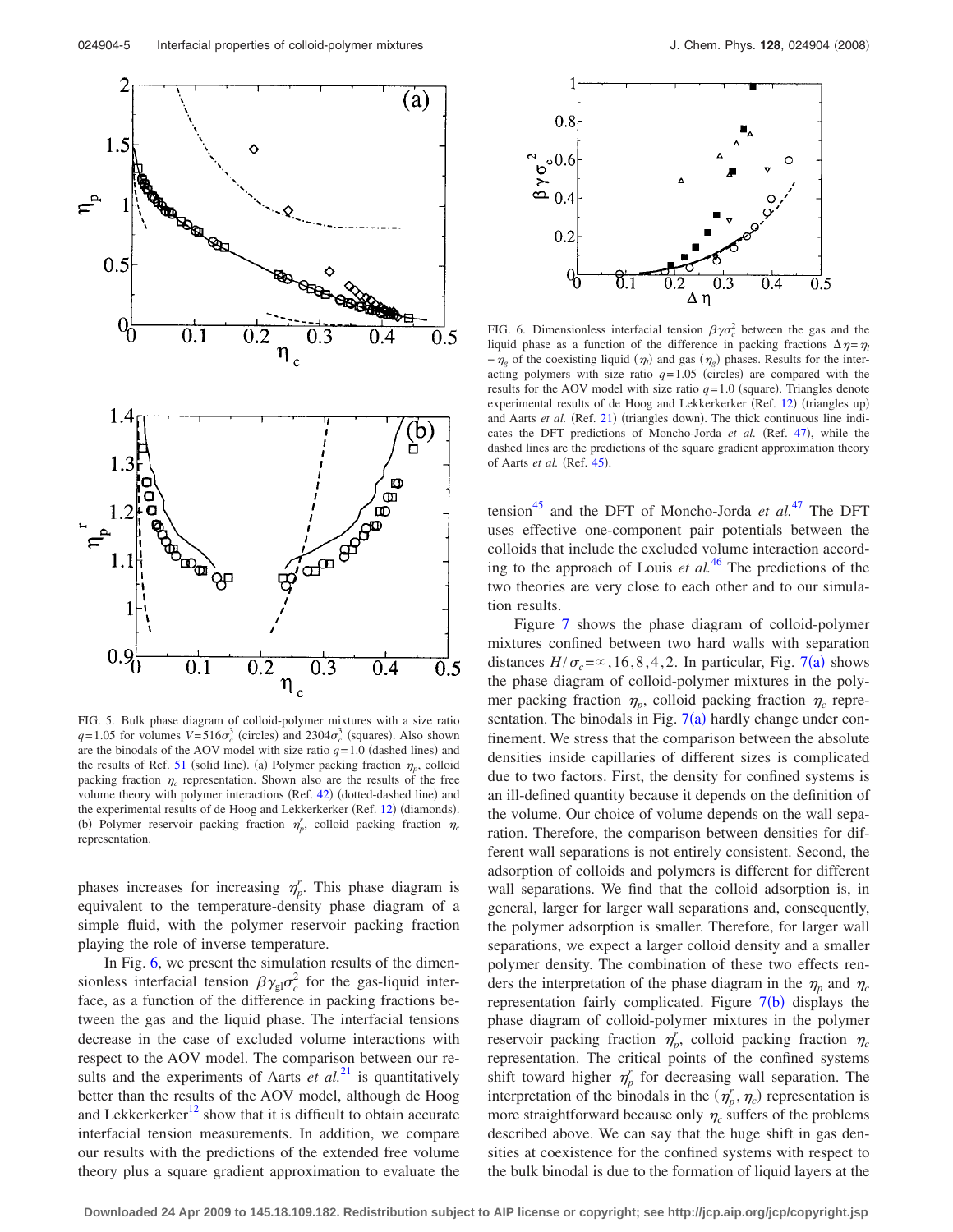FIG. 5. Bulk phase diagram of colloid-polymer mixtures with a size ratio $q=1.05$ for volumes $V=516\sigma_c^3$ (circles) and $2304\sigma_c^3$ (squares). Also shown are the binodals of the AOV model with size ratio $q=1.0$ (dashed lines) and the results of Ref. 51 (solid line). (a) Polymer packing fraction $\eta_p$, colloid packing fraction $\eta_c$ representation. Shown also are the results of the free volume theory with polymer interactions (Ref. 42) (dotted-dashed line) and the experimental results of de Hoog and Lekkerkerker (Ref. 12) (diamonds). (b) Polymer reservoir packing fraction $\eta_p^r$, colloid packing fraction $\eta_c$ representation.

phases increases for increasing $\eta_p^r$. This phase diagram is equivalent to the temperature-density phase diagram of a simple fluid, with the polymer reservoir packing fraction playing the role of inverse temperature.

In Fig. 6, we present the simulation results of the dimensionless interfacial tension $\beta\gamma_{gl}\sigma_c^2$ for the gas-liquid interface, as a function of the difference in packing fractions between the gas and the liquid phase. The interfacial tensions decrease in the case of excluded volume interactions with respect to the AOV model. The comparison between our results and the experiments of Aarts *et al.*[21] is quantitatively better than the results of the AOV model, although de Hoog and Lekkerkerker[12] show that it is difficult to obtain accurate interfacial tension measurements. In addition, we compare our results with the predictions of the extended free volume theory plus a square gradient approximation to evaluate the tension[45] and the DFT of Moncho-Jorda *et al.*[47] The DFT uses effective one-component pair potentials between the colloids that include the excluded volume interaction according to the approach of Louis *et al.*[46] The predictions of the two theories are very close to each other and to our simulation results.

FIG. 6. Dimensionless interfacial tension $\beta\gamma\sigma_c^2$ between the gas and the liquid phase as a function of the difference in packing fractions $\Delta\eta=\eta_l-\eta_g$ of the coexisting liquid ($\eta_l$) and gas ($\eta_g$) phases. Results for the interacting polymers with size ratio $q=1.05$ (circles) are compared with the results for the AOV model with size ratio $q=1.0$ (square). Triangles denote experimental results of de Hoog and Lekkerkerker (Ref. 12) (triangles up) and Aarts *et al.* (Ref. 21) (triangles down). The thick continuous line indicates the DFT predictions of Moncho-Jorda *et al.* (Ref. 47), while the dashed lines are the predictions of the square gradient approximation theory of Aarts *et al.* (Ref. 45).

Figure 7 shows the phase diagram of colloid-polymer mixtures confined between two hard walls with separation distances $H/\sigma_c=\infty, 16, 8, 4, 2$. In particular, Fig. 7(a) shows the phase diagram of colloid-polymer mixtures in the polymer packing fraction $\eta_p$, colloid packing fraction $\eta_c$ representation. The binodals in Fig. 7(a) hardly change under confinement. We stress that the comparison between the absolute densities inside capillaries of different sizes is complicated due to two factors. First, the density for confined systems is an ill-defined quantity because it depends on the definition of the volume. Our choice of volume depends on the wall separation. Therefore, the comparison between densities for different wall separations is not entirely consistent. Second, the adsorption of colloids and polymers is different for different wall separations. We find that the colloid adsorption is, in general, larger for larger wall separations and, consequently, the polymer adsorption is smaller. Therefore, for larger wall separations, we expect a larger colloid density and a smaller polymer density. The combination of these two effects renders the interpretation of the phase diagram in the $\eta_p$ and $\eta_c$ representation fairly complicated. Figure 7(b) displays the phase diagram of colloid-polymer mixtures in the polymer reservoir packing fraction $\eta_p^r$, colloid packing fraction $\eta_c$ representation. The critical points of the confined systems shift toward higher $\eta_p^r$ for decreasing wall separation. The interpretation of the binodals in the $(\eta_p^r, \eta_c)$ representation is more straightforward because only $\eta_c$ suffers of the problems described above. We can say that the huge shift in gas densities at coexistence for the confined systems with respect to the bulk binodal is due to the formation of liquid layers at the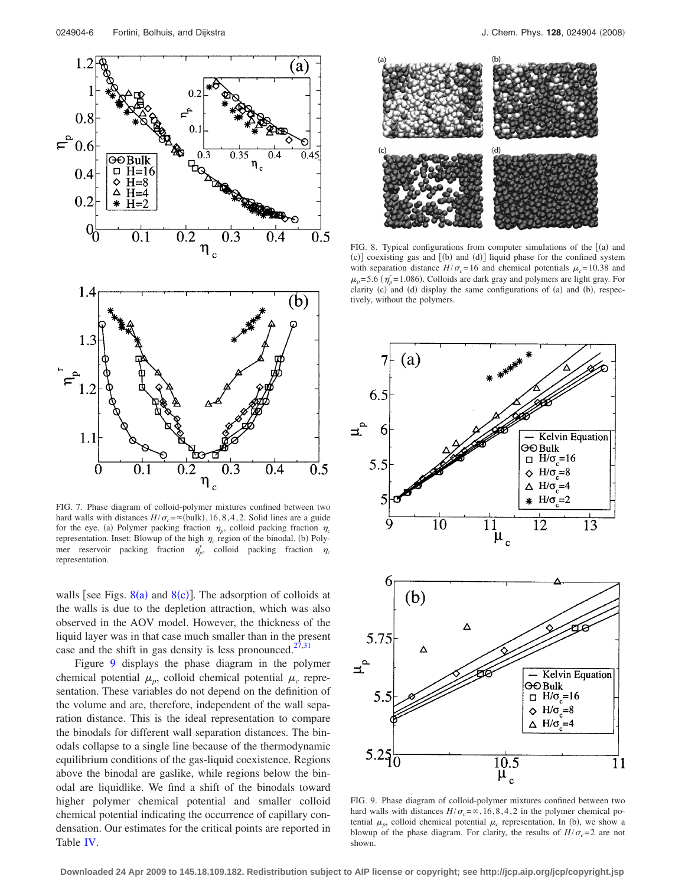FIG. 7. Phase diagram of colloid-polymer mixtures confined between two hard walls with distances $H/\sigma_c = \infty$(bulk), 16, 8, 4, 2. Solid lines are a guide for the eye. (a) Polymer packing fraction $\eta_p$, colloid packing fraction $\eta_c$ representation. Inset: Blowup of the high $\eta_c$ region of the binodal. (b) Polymer reservoir packing fraction $\eta_p^r$, colloid packing fraction $\eta_c$ representation.

FIG. 8. Typical configurations from computer simulations of the [(a) and (c)] coexisting gas and [(b) and (d)] liquid phase for the confined system with separation distance $H/\sigma_c = 16$ and chemical potentials $\mu_c = 10.38$ and $\mu_p = 5.6$ ($\eta_p^r = 1.086$). Colloids are dark gray and polymers are light gray. For clarity (c) and (d) display the same configurations of (a) and (b), respectively, without the polymers.

walls [see Figs. 8(a) and 8(c)]. The adsorption of colloids at the walls is due to the depletion attraction, which was also observed in the AOV model. However, the thickness of the liquid layer was in that case much smaller than in the present case and the shift in gas density is less pronounced.[27,31]

Figure 9 displays the phase diagram in the polymer chemical potential $\mu_p$, colloid chemical potential $\mu_c$ representation. These variables do not depend on the definition of the volume and are, therefore, independent of the wall separation distance. This is the ideal representation to compare the binodals for different wall separation distances. The binodals collapse to a single line because of the thermodynamic equilibrium conditions of the gas-liquid coexistence. Regions above the binodal are gaslike, while regions below the binodal are liquidlike. We find a shift of the binodals toward higher polymer chemical potential and smaller colloid chemical potential indicating the occurrence of capillary condensation. Our estimates for the critical points are reported in Table IV.

FIG. 9. Phase diagram of colloid-polymer mixtures confined between two hard walls with distances $H/\sigma_c = \infty$, 16, 8, 4, 2 in the polymer chemical potential $\mu_p$, colloid chemical potential $\mu_c$ representation. In (b), we show a blowup of the phase diagram. For clarity, the results of $H/\sigma_c = 2$ are not shown.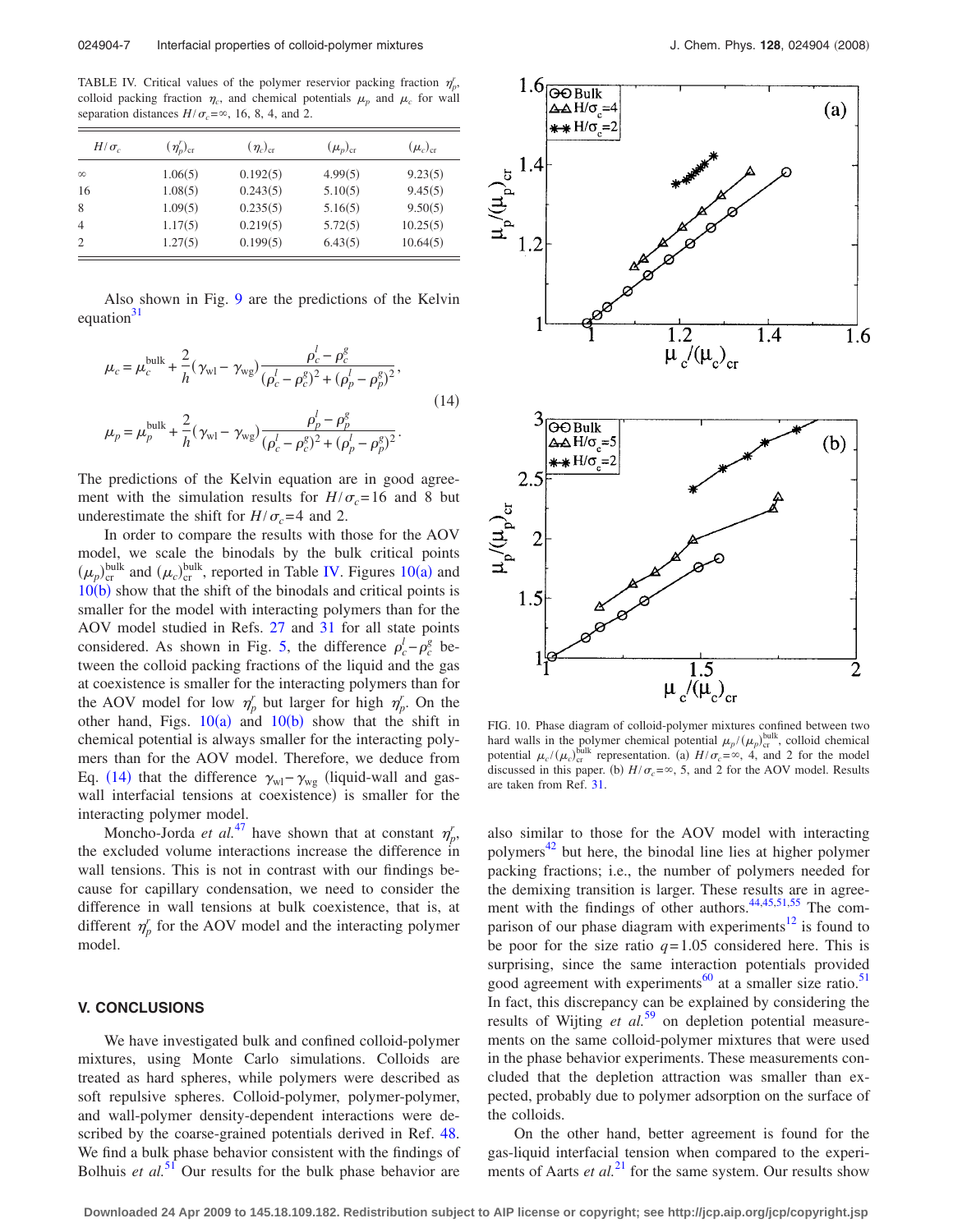TABLE IV. Critical values of the polymer reservior packing fraction $\eta_p^r$, colloid packing fraction $\eta_c$, and chemical potentials $\mu_p$ and $\mu_c$ for wall separation distances $H/\sigma_c=\infty$, 16, 8, 4, and 2.

| $H/\sigma_c$ | $(\eta_p^r)_{\rm cr}$ | $(\eta_c)_{\rm cr}$ | $(\mu_p)_{\rm cr}$ | $(\mu_c)_{\rm cr}$ |
|---|---|---|---|---|
| $\infty$ | 1.06(5) | 0.192(5) | 4.99(5) | 9.23(5) |
| 16 | 1.08(5) | 0.243(5) | 5.10(5) | 9.45(5) |
| 8 | 1.09(5) | 0.235(5) | 5.16(5) | 9.50(5) |
| 4 | 1.17(5) | 0.219(5) | 5.72(5) | 10.25(5) |
| 2 | 1.27(5) | 0.199(5) | 6.43(5) | 10.64(5) |

Also shown in Fig. 9 are the predictions of the Kelvin equation[31]

$$\mu_c = \mu_c^{\rm bulk} + \frac{2}{h}(\gamma_{\rm wl} - \gamma_{\rm wg})\frac{\rho_c^l - \rho_c^g}{(\rho_c^l - \rho_c^g)^2 + (\rho_p^l - \rho_p^g)^2},$$

$$\mu_p = \mu_p^{\rm bulk} + \frac{2}{h}(\gamma_{\rm wl} - \gamma_{\rm wg})\frac{\rho_p^l - \rho_p^g}{(\rho_c^l - \rho_c^g)^2 + (\rho_p^l - \rho_p^g)^2}. \qquad (14)$$

The predictions of the Kelvin equation are in good agreement with the simulation results for $H/\sigma_c=16$ and 8 but underestimate the shift for $H/\sigma_c=4$ and 2.

In order to compare the results with those for the AOV model, we scale the binodals by the bulk critical points $(\mu_p)_{\rm cr}^{\rm bulk}$ and $(\mu_c)_{\rm cr}^{\rm bulk}$, reported in Table IV. Figures 10(a) and 10(b) show that the shift of the binodals and critical points is smaller for the model with interacting polymers than for the AOV model studied in Refs. 27 and 31 for all state points considered. As shown in Fig. 5, the difference $\rho_c^l - \rho_c^g$ between the colloid packing fractions of the liquid and the gas at coexistence is smaller for the interacting polymers than for the AOV model for low $\eta_p^r$ but larger for high $\eta_p^r$. On the other hand, Figs. 10(a) and 10(b) show that the shift in chemical potential is always smaller for the interacting polymers than for the AOV model. Therefore, we deduce from Eq. (14) that the difference $\gamma_{\rm wl} - \gamma_{\rm wg}$ (liquid-wall and gas-wall interfacial tensions at coexistence) is smaller for the interacting polymer model.

Moncho-Jorda *et al.*[47] have shown that at constant $\eta_p^r$, the excluded volume interactions increase the difference in wall tensions. This is not in contrast with our findings because for capillary condensation, we need to consider the difference in wall tensions at bulk coexistence, that is, at different $\eta_p^r$ for the AOV model and the interacting polymer model.

FIG. 10. Phase diagram of colloid-polymer mixtures confined between two hard walls in the polymer chemical potential $\mu_p/(\mu_p)_{\rm cr}^{\rm bulk}$, colloid chemical potential $\mu_c/(\mu_c)_{\rm cr}^{\rm bulk}$ representation. (a) $H/\sigma_c=\infty$, 4, and 2 for the model discussed in this paper. (b) $H/\sigma_c=\infty$, 5, and 2 for the AOV model. Results are taken from Ref. 31.

## V. CONCLUSIONS

We have investigated bulk and confined colloid-polymer mixtures, using Monte Carlo simulations. Colloids are treated as hard spheres, while polymers were described as soft repulsive spheres. Colloid-polymer, polymer-polymer, and wall-polymer density-dependent interactions were described by the coarse-grained potentials derived in Ref. 48. We find a bulk phase behavior consistent with the findings of Bolhuis *et al.*[51] Our results for the bulk phase behavior are also similar to those for the AOV model with interacting polymers[42] but here, the binodal line lies at higher polymer packing fractions; i.e., the number of polymers needed for the demixing transition is larger. These results are in agreement with the findings of other authors.[44,45,51,55] The comparison of our phase diagram with experiments[12] is found to be poor for the size ratio $q=1.05$ considered here. This is surprising, since the same interaction potentials provided good agreement with experiments[60] at a smaller size ratio.[51] In fact, this discrepancy can be explained by considering the results of Wijting *et al.*[59] on depletion potential measurements on the same colloid-polymer mixtures that were used in the phase behavior experiments. These measurements concluded that the depletion attraction was smaller than expected, probably due to polymer adsorption on the surface of the colloids.

On the other hand, better agreement is found for the gas-liquid interfacial tension when compared to the experiments of Aarts *et al.*[21] for the same system. Our results show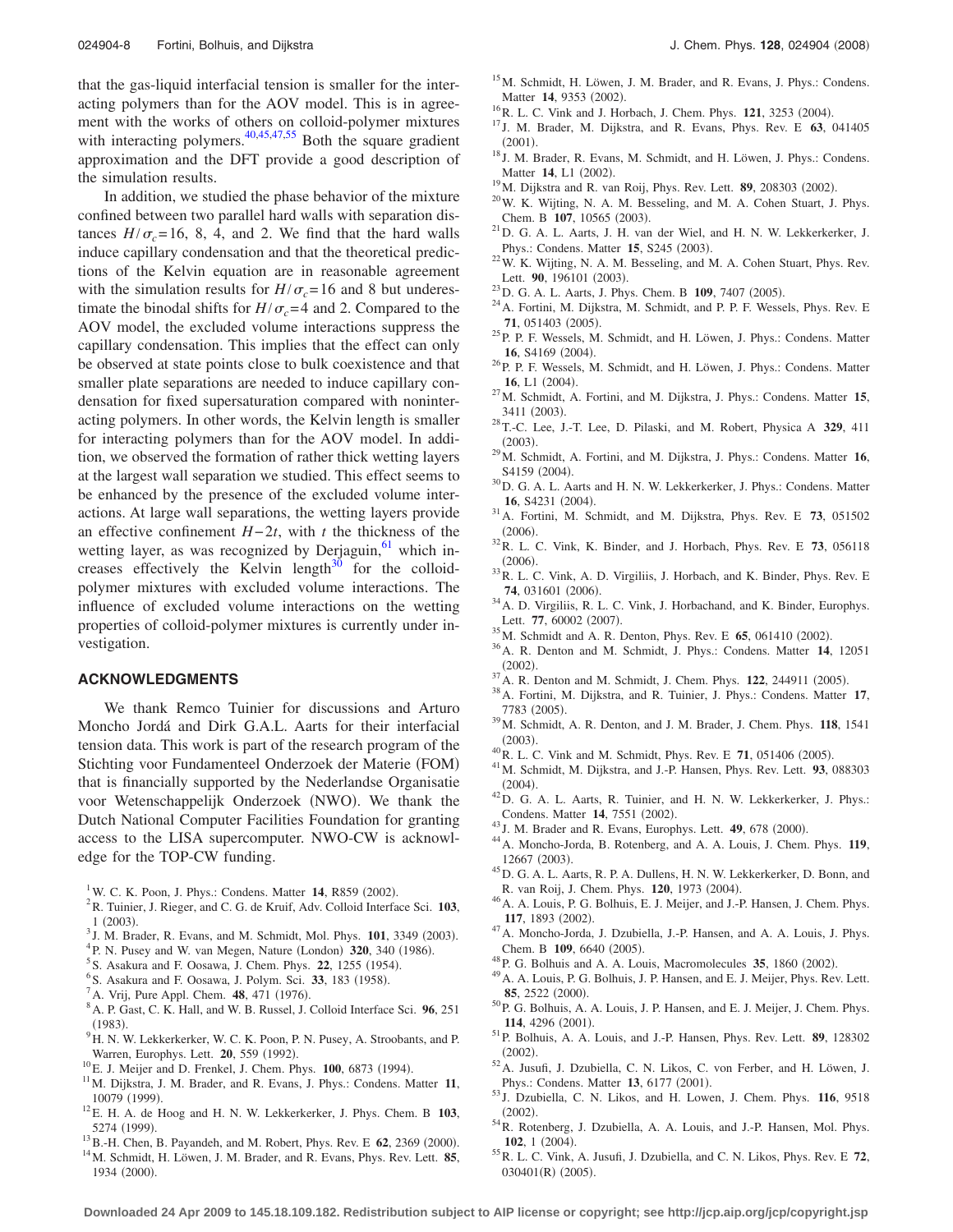that the gas-liquid interfacial tension is smaller for the interacting polymers than for the AOV model. This is in agreement with the works of others on colloid-polymer mixtures with interacting polymers.[40,45,47,55] Both the square gradient approximation and the DFT provide a good description of the simulation results.

In addition, we studied the phase behavior of the mixture confined between two parallel hard walls with separation distances $H/\sigma_c=16$, 8, 4, and 2. We find that the hard walls induce capillary condensation and that the theoretical predictions of the Kelvin equation are in reasonable agreement with the simulation results for $H/\sigma_c=16$ and 8 but underestimate the binodal shifts for $H/\sigma_c=4$ and 2. Compared to the AOV model, the excluded volume interactions suppress the capillary condensation. This implies that the effect can only be observed at state points close to bulk coexistence and that smaller plate separations are needed to induce capillary condensation for fixed supersaturation compared with noninteracting polymers. In other words, the Kelvin length is smaller for interacting polymers than for the AOV model. In addition, we observed the formation of rather thick wetting layers at the largest wall separation we studied. This effect seems to be enhanced by the presence of the excluded volume interactions. At large wall separations, the wetting layers provide an effective confinement $H-2t$, with $t$ the thickness of the wetting layer, as was recognized by Derjaguin,[61] which increases effectively the Kelvin length[30] for the colloid-polymer mixtures with excluded volume interactions. The influence of excluded volume interactions on the wetting properties of colloid-polymer mixtures is currently under investigation.

## ACKNOWLEDGMENTS

We thank Remco Tuinier for discussions and Arturo Moncho Jordá and Dirk G.A.L. Aarts for their interfacial tension data. This work is part of the research program of the Stichting voor Fundamenteel Onderzoek der Materie (FOM) that is financially supported by the Nederlandse Organisatie voor Wetenschappelijk Onderzoek (NWO). We thank the Dutch National Computer Facilities Foundation for granting access to the LISA supercomputer. NWO-CW is acknowledge for the TOP-CW funding.

[1] W. C. K. Poon, J. Phys.: Condens. Matter **14**, R859 (2002).
[2] R. Tuinier, J. Rieger, and C. G. de Kruif, Adv. Colloid Interface Sci. **103**, 1 (2003).
[3] J. M. Brader, R. Evans, and M. Schmidt, Mol. Phys. **101**, 3349 (2003).
[4] P. N. Pusey and W. van Megen, Nature (London) **320**, 340 (1986).
[5] S. Asakura and F. Oosawa, J. Chem. Phys. **22**, 1255 (1954).
[6] S. Asakura and F. Oosawa, J. Polym. Sci. **33**, 183 (1958).
[7] A. Vrij, Pure Appl. Chem. **48**, 471 (1976).
[8] A. P. Gast, C. K. Hall, and W. B. Russel, J. Colloid Interface Sci. **96**, 251 (1983).
[9] H. N. W. Lekkerkerker, W. C. K. Poon, P. N. Pusey, A. Stroobants, and P. Warren, Europhys. Lett. **20**, 559 (1992).
[10] E. J. Meijer and D. Frenkel, J. Chem. Phys. **100**, 6873 (1994).
[11] M. Dijkstra, J. M. Brader, and R. Evans, J. Phys.: Condens. Matter **11**, 10079 (1999).
[12] E. H. A. de Hoog and H. N. W. Lekkerkerker, J. Phys. Chem. B **103**, 5274 (1999).
[13] B.-H. Chen, B. Payandeh, and M. Robert, Phys. Rev. E **62**, 2369 (2000).
[14] M. Schmidt, H. Löwen, J. M. Brader, and R. Evans, Phys. Rev. Lett. **85**, 1934 (2000).
[15] M. Schmidt, H. Löwen, J. M. Brader, and R. Evans, J. Phys.: Condens. Matter **14**, 9353 (2002).
[16] R. L. C. Vink and J. Horbach, J. Chem. Phys. **121**, 3253 (2004).
[17] J. M. Brader, M. Dijkstra, and R. Evans, Phys. Rev. E **63**, 041405 (2001).
[18] J. M. Brader, R. Evans, M. Schmidt, and H. Löwen, J. Phys.: Condens. Matter **14**, L1 (2002).
[19] M. Dijkstra and R. van Roij, Phys. Rev. Lett. **89**, 208303 (2002).
[20] W. K. Wijting, N. A. M. Besseling, and M. A. Cohen Stuart, J. Phys. Chem. B **107**, 10565 (2003).
[21] D. G. A. L. Aarts, J. H. van der Wiel, and H. N. W. Lekkerkerker, J. Phys.: Condens. Matter **15**, S245 (2003).
[22] W. K. Wijting, N. A. M. Besseling, and M. A. Cohen Stuart, Phys. Rev. Lett. **90**, 196101 (2003).
[23] D. G. A. L. Aarts, J. Phys. Chem. B **109**, 7407 (2005).
[24] A. Fortini, M. Dijkstra, M. Schmidt, and P. P. F. Wessels, Phys. Rev. E **71**, 051403 (2005).
[25] P. P. F. Wessels, M. Schmidt, and H. Löwen, J. Phys.: Condens. Matter **16**, S4169 (2004).
[26] P. P. F. Wessels, M. Schmidt, and H. Löwen, J. Phys.: Condens. Matter **16**, L1 (2004).
[27] M. Schmidt, A. Fortini, and M. Dijkstra, J. Phys.: Condens. Matter **15**, 3411 (2003).
[28] T.-C. Lee, J.-T. Lee, D. Pilaski, and M. Robert, Physica A **329**, 411 (2003).
[29] M. Schmidt, A. Fortini, and M. Dijkstra, J. Phys.: Condens. Matter **16**, S4159 (2004).
[30] D. G. A. L. Aarts and H. N. W. Lekkerkerker, J. Phys.: Condens. Matter **16**, S4231 (2004).
[31] A. Fortini, M. Schmidt, and M. Dijkstra, Phys. Rev. E **73**, 051502 (2006).
[32] R. L. C. Vink, K. Binder, and J. Horbach, Phys. Rev. E **73**, 056118 (2006).
[33] R. L. C. Vink, A. D. Virgiliis, J. Horbach, and K. Binder, Phys. Rev. E **74**, 031601 (2006).
[34] A. D. Virgiliis, R. L. C. Vink, J. Horbachand, and K. Binder, Europhys. Lett. **77**, 60002 (2007).
[35] M. Schmidt and A. R. Denton, Phys. Rev. E **65**, 061410 (2002).
[36] A. R. Denton and M. Schmidt, J. Phys.: Condens. Matter **14**, 12051 (2002).
[37] A. R. Denton and M. Schmidt, J. Chem. Phys. **122**, 244911 (2005).
[38] A. Fortini, M. Dijkstra, and R. Tuinier, J. Phys.: Condens. Matter **17**, 7783 (2005).
[39] M. Schmidt, A. R. Denton, and J. M. Brader, J. Chem. Phys. **118**, 1541 (2003).
[40] R. L. C. Vink and M. Schmidt, Phys. Rev. E **71**, 051406 (2005).
[41] M. Schmidt, M. Dijkstra, and J.-P. Hansen, Phys. Rev. Lett. **93**, 088303 (2004).
[42] D. G. A. L. Aarts, R. Tuinier, and H. N. W. Lekkerkerker, J. Phys.: Condens. Matter **14**, 7551 (2002).
[43] J. M. Brader and R. Evans, Europhys. Lett. **49**, 678 (2000).
[44] A. Moncho-Jorda, B. Rotenberg, and A. A. Louis, J. Chem. Phys. **119**, 12667 (2003).
[45] D. G. A. L. Aarts, R. P. A. Dullens, H. N. W. Lekkerkerker, D. Bonn, and R. van Roij, J. Chem. Phys. **120**, 1973 (2004).
[46] A. A. Louis, P. G. Bolhuis, E. J. Meijer, and J.-P. Hansen, J. Chem. Phys. **117**, 1893 (2002).
[47] A. Moncho-Jorda, J. Dzubiella, J.-P. Hansen, and A. A. Louis, J. Phys. Chem. B **109**, 6640 (2005).
[48] P. G. Bolhuis and A. A. Louis, Macromolecules **35**, 1860 (2002).
[49] A. A. Louis, P. G. Bolhuis, J. P. Hansen, and E. J. Meijer, Phys. Rev. Lett. **85**, 2522 (2000).
[50] P. G. Bolhuis, A. A. Louis, J. P. Hansen, and E. J. Meijer, J. Chem. Phys. **114**, 4296 (2001).
[51] P. Bolhuis, A. A. Louis, and J.-P. Hansen, Phys. Rev. Lett. **89**, 128302 (2002).
[52] A. Jusufi, J. Dzubiella, C. N. Likos, C. von Ferber, and H. Löwen, J. Phys.: Condens. Matter **13**, 6177 (2001).
[53] J. Dzubiella, C. N. Likos, and H. Lowen, J. Chem. Phys. **116**, 9518 (2002).
[54] R. Rotenberg, J. Dzubiella, A. A. Louis, and J.-P. Hansen, Mol. Phys. **102**, 1 (2004).
[55] R. L. C. Vink, A. Jusufi, J. Dzubiella, and C. N. Likos, Phys. Rev. E **72**, 030401(R) (2005).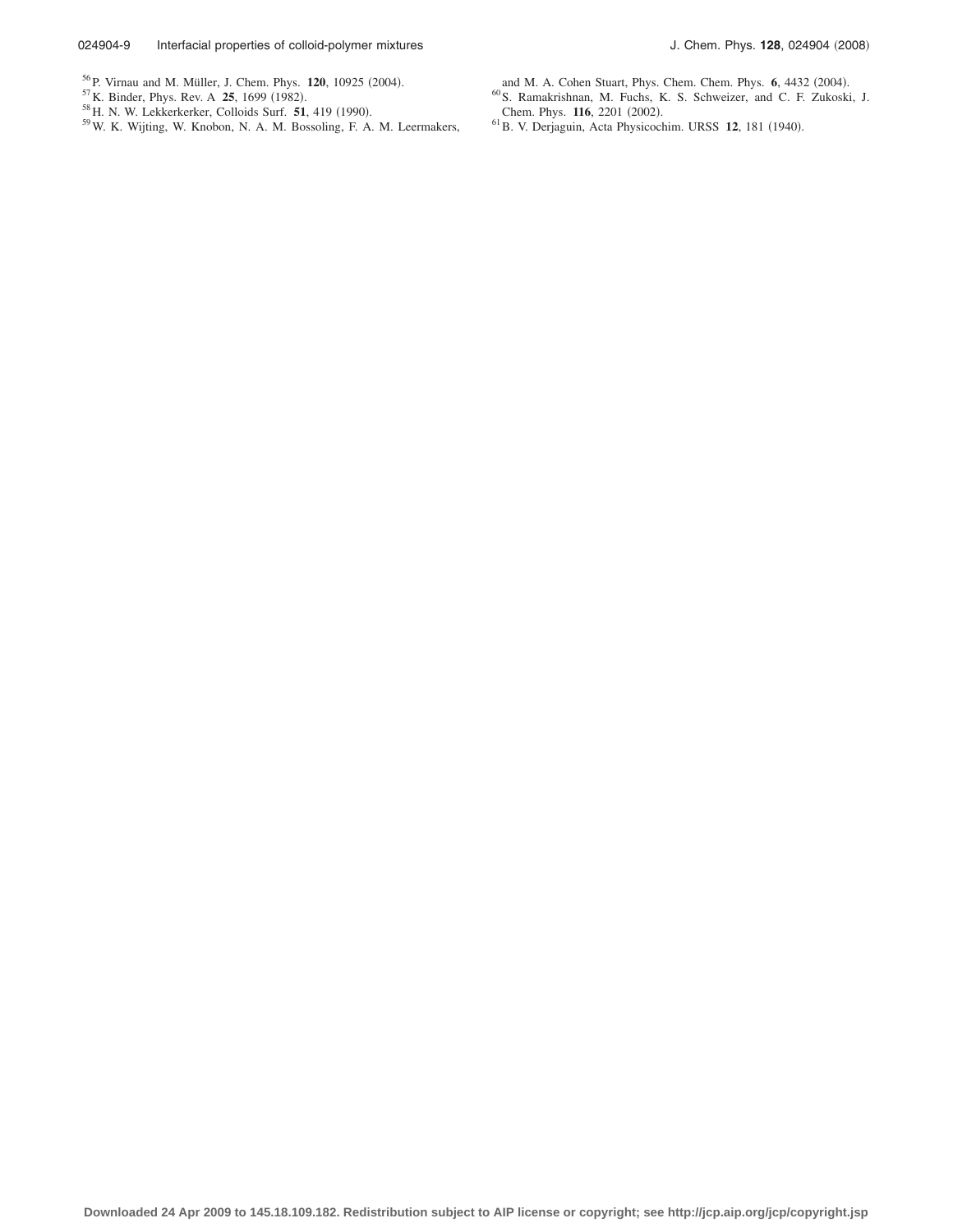[56] P. Virnau and M. Müller, J. Chem. Phys. **120**, 10925 (2004).

[57] K. Binder, Phys. Rev. A **25**, 1699 (1982).

[58] H. N. W. Lekkerkerker, Colloids Surf. **51**, 419 (1990).

[59] W. K. Wijting, W. Knobon, N. A. M. Bossoling, F. A. M. Leermakers, and M. A. Cohen Stuart, Phys. Chem. Chem. Phys. **6**, 4432 (2004).

[60] S. Ramakrishnan, M. Fuchs, K. S. Schweizer, and C. F. Zukoski, J. Chem. Phys. **116**, 2201 (2002).

[61] B. V. Derjaguin, Acta Physicochim. URSS **12**, 181 (1940).